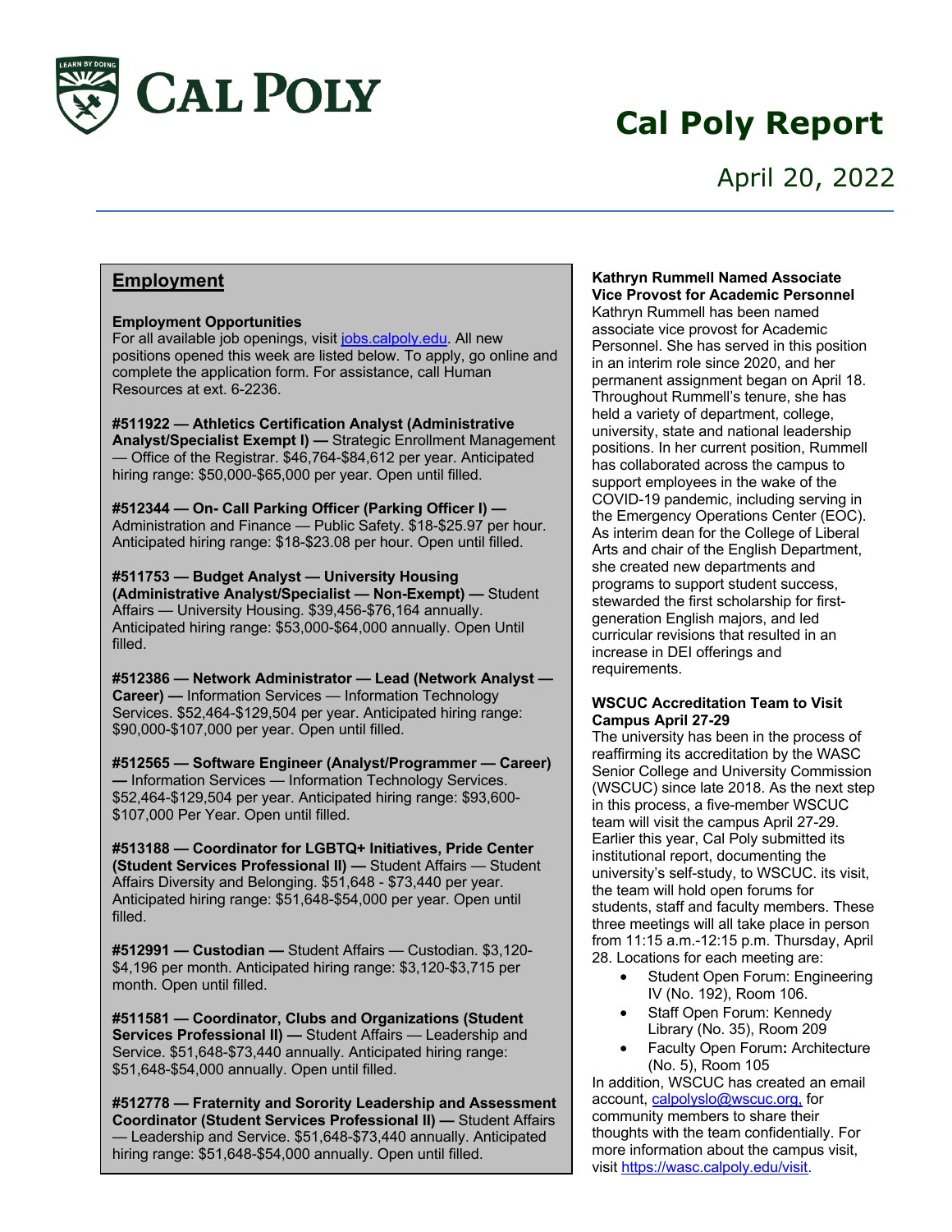# Cal Poly Report

April 20, 2022

## Employment

**Employment Opportunities**
For all available job openings, visit [jobs.calpoly.edu](jobs.calpoly.edu). All new positions opened this week are listed below. To apply, go online and complete the application form. For assistance, call Human Resources at ext. 6-2236.

**#511922 — Athletics Certification Analyst (Administrative Analyst/Specialist Exempt I) —** Strategic Enrollment Management — Office of the Registrar. $46,764-$84,612 per year. Anticipated hiring range: $50,000-$65,000 per year. Open until filled.

**#512344 — On- Call Parking Officer (Parking Officer I) —** Administration and Finance — Public Safety. $18-$25.97 per hour. Anticipated hiring range: $18-$23.08 per hour. Open until filled.

**#511753 — Budget Analyst — University Housing (Administrative Analyst/Specialist — Non-Exempt) —** Student Affairs — University Housing. $39,456-$76,164 annually. Anticipated hiring range: $53,000-$64,000 annually. Open Until filled.

**#512386 — Network Administrator — Lead (Network Analyst — Career) —** Information Services — Information Technology Services. $52,464-$129,504 per year. Anticipated hiring range: $90,000-$107,000 per year. Open until filled.

**#512565 — Software Engineer (Analyst/Programmer — Career) —** Information Services — Information Technology Services. $52,464-$129,504 per year. Anticipated hiring range: $93,600-$107,000 Per Year. Open until filled.

**#513188 — Coordinator for LGBTQ+ Initiatives, Pride Center (Student Services Professional II) —** Student Affairs — Student Affairs Diversity and Belonging. $51,648 - $73,440 per year. Anticipated hiring range: $51,648-$54,000 per year. Open until filled.

**#512991 — Custodian —** Student Affairs — Custodian. $3,120-$4,196 per month. Anticipated hiring range: $3,120-$3,715 per month. Open until filled.

**#511581 — Coordinator, Clubs and Organizations (Student Services Professional II) —** Student Affairs — Leadership and Service. $51,648-$73,440 annually. Anticipated hiring range: $51,648-$54,000 annually. Open until filled.

**#512778 — Fraternity and Sorority Leadership and Assessment Coordinator (Student Services Professional II) —** Student Affairs — Leadership and Service. $51,648-$73,440 annually. Anticipated hiring range: $51,648-$54,000 annually. Open until filled.

**Kathryn Rummell Named Associate Vice Provost for Academic Personnel**
Kathryn Rummell has been named associate vice provost for Academic Personnel. She has served in this position in an interim role since 2020, and her permanent assignment began on April 18. Throughout Rummell's tenure, she has held a variety of department, college, university, state and national leadership positions. In her current position, Rummell has collaborated across the campus to support employees in the wake of the COVID-19 pandemic, including serving in the Emergency Operations Center (EOC). As interim dean for the College of Liberal Arts and chair of the English Department, she created new departments and programs to support student success, stewarded the first scholarship for first-generation English majors, and led curricular revisions that resulted in an increase in DEI offerings and requirements.

**WSCUC Accreditation Team to Visit Campus April 27-29**
The university has been in the process of reaffirming its accreditation by the WASC Senior College and University Commission (WSCUC) since late 2018. As the next step in this process, a five-member WSCUC team will visit the campus April 27-29. Earlier this year, Cal Poly submitted its institutional report, documenting the university's self-study, to WSCUC. its visit, the team will hold open forums for students, staff and faculty members. These three meetings will all take place in person from 11:15 a.m.-12:15 p.m. Thursday, April 28. Locations for each meeting are:

- Student Open Forum: Engineering IV (No. 192), Room 106.
- Staff Open Forum: Kennedy Library (No. 35), Room 209
- Faculty Open Forum**:** Architecture (No. 5), Room 105

In addition, WSCUC has created an email account, [calpolyslo@wscuc.org,](mailto:calpolyslo@wscuc.org) for community members to share their thoughts with the team confidentially. For more information about the campus visit, visit [https://wasc.calpoly.edu/visit](https://wasc.calpoly.edu/visit).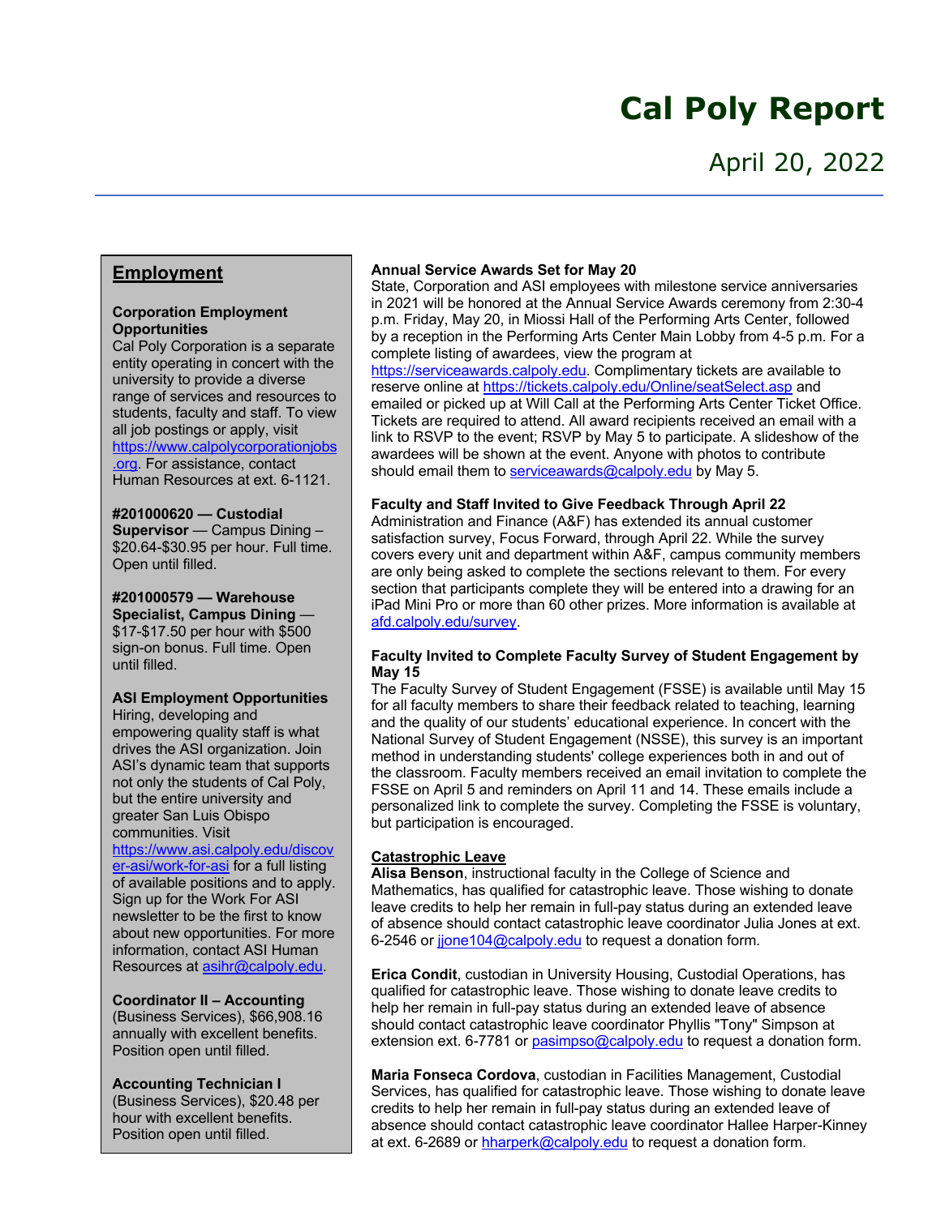# Cal Poly Report

April 20, 2022

## Employment

**Corporation Employment Opportunities**
Cal Poly Corporation is a separate entity operating in concert with the university to provide a diverse range of services and resources to students, faculty and staff. To view all job postings or apply, visit https://www.calpolycorporationjobs.org. For assistance, contact Human Resources at ext. 6-1121.

**#201000620 — Custodial Supervisor** — Campus Dining – $20.64-$30.95 per hour. Full time. Open until filled.

**#201000579 — Warehouse Specialist, Campus Dining** — $17-$17.50 per hour with $500 sign-on bonus. Full time. Open until filled.

**ASI Employment Opportunities**
Hiring, developing and empowering quality staff is what drives the ASI organization. Join ASI's dynamic team that supports not only the students of Cal Poly, but the entire university and greater San Luis Obispo communities. Visit https://www.asi.calpoly.edu/discover-asi/work-for-asi for a full listing of available positions and to apply. Sign up for the Work For ASI newsletter to be the first to know about new opportunities. For more information, contact ASI Human Resources at asihr@calpoly.edu.

**Coordinator II – Accounting** (Business Services), $66,908.16 annually with excellent benefits. Position open until filled.

**Accounting Technician I** (Business Services), $20.48 per hour with excellent benefits. Position open until filled.

**Annual Service Awards Set for May 20**
State, Corporation and ASI employees with milestone service anniversaries in 2021 will be honored at the Annual Service Awards ceremony from 2:30-4 p.m. Friday, May 20, in Miossi Hall of the Performing Arts Center, followed by a reception in the Performing Arts Center Main Lobby from 4-5 p.m. For a complete listing of awardees, view the program at https://serviceawards.calpoly.edu. Complimentary tickets are available to reserve online at https://tickets.calpoly.edu/Online/seatSelect.asp and emailed or picked up at Will Call at the Performing Arts Center Ticket Office. Tickets are required to attend. All award recipients received an email with a link to RSVP to the event; RSVP by May 5 to participate. A slideshow of the awardees will be shown at the event. Anyone with photos to contribute should email them to serviceawards@calpoly.edu by May 5.

**Faculty and Staff Invited to Give Feedback Through April 22**
Administration and Finance (A&F) has extended its annual customer satisfaction survey, Focus Forward, through April 22. While the survey covers every unit and department within A&F, campus community members are only being asked to complete the sections relevant to them. For every section that participants complete they will be entered into a drawing for an iPad Mini Pro or more than 60 other prizes. More information is available at afd.calpoly.edu/survey.

**Faculty Invited to Complete Faculty Survey of Student Engagement by May 15**
The Faculty Survey of Student Engagement (FSSE) is available until May 15 for all faculty members to share their feedback related to teaching, learning and the quality of our students' educational experience. In concert with the National Survey of Student Engagement (NSSE), this survey is an important method in understanding students' college experiences both in and out of the classroom. Faculty members received an email invitation to complete the FSSE on April 5 and reminders on April 11 and 14. These emails include a personalized link to complete the survey. Completing the FSSE is voluntary, but participation is encouraged.

## Catastrophic Leave

**Alisa Benson**, instructional faculty in the College of Science and Mathematics, has qualified for catastrophic leave. Those wishing to donate leave credits to help her remain in full-pay status during an extended leave of absence should contact catastrophic leave coordinator Julia Jones at ext. 6-2546 or jjone104@calpoly.edu to request a donation form.

**Erica Condit**, custodian in University Housing, Custodial Operations, has qualified for catastrophic leave. Those wishing to donate leave credits to help her remain in full-pay status during an extended leave of absence should contact catastrophic leave coordinator Phyllis "Tony" Simpson at extension ext. 6-7781 or pasimpso@calpoly.edu to request a donation form.

**Maria Fonseca Cordova**, custodian in Facilities Management, Custodial Services, has qualified for catastrophic leave. Those wishing to donate leave credits to help her remain in full-pay status during an extended leave of absence should contact catastrophic leave coordinator Hallee Harper-Kinney at ext. 6-2689 or hharperk@calpoly.edu to request a donation form.